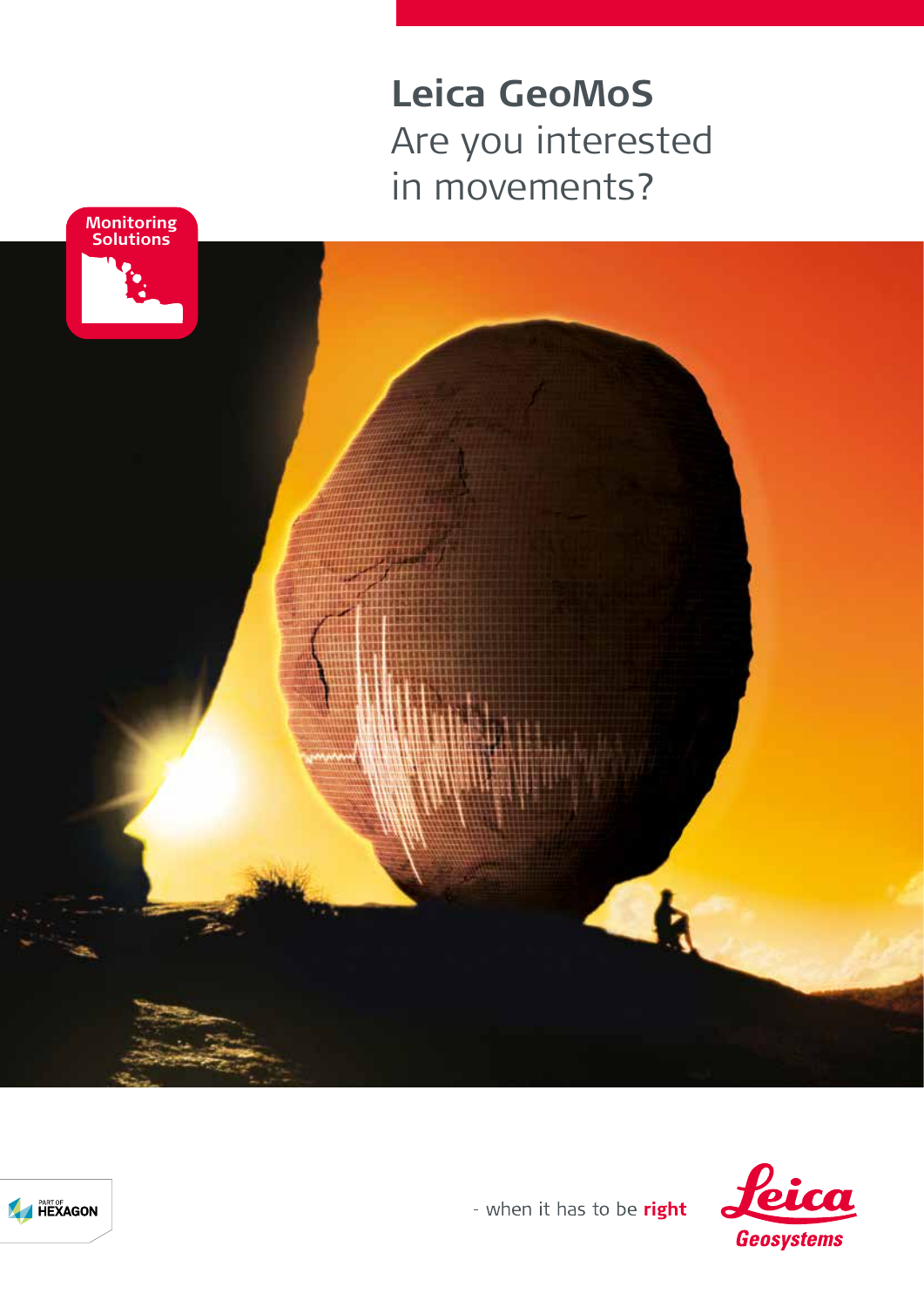# Leica GeoMoS

Are you interested in movements?

Monitoring Solutions

PART OF HEXAGON

- when it has to be **right**

Leica Geosystems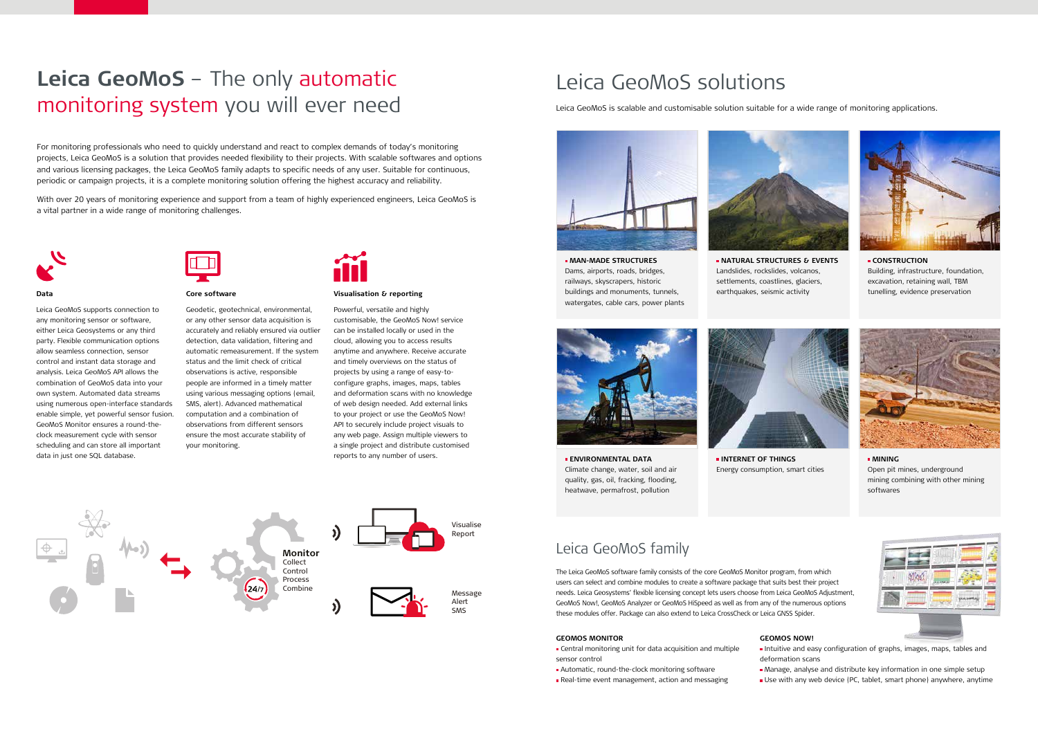# Leica GeoMoS – The only automatic monitoring system you will ever need

For monitoring professionals who need to quickly understand and react to complex demands of today's monitoring projects, Leica GeoMoS is a solution that provides needed flexibility to their projects. With scalable softwares and options and various licensing packages, the Leica GeoMoS family adapts to specific needs of any user. Suitable for continuous, periodic or campaign projects, it is a complete monitoring solution offering the highest accuracy and reliability.

With over 20 years of monitoring experience and support from a team of highly experienced engineers, Leica GeoMoS is a vital partner in a wide range of monitoring challenges.

### Data

Leica GeoMoS supports connection to any monitoring sensor or software, either Leica Geosystems or any third party. Flexible communication options allow seamless connection, sensor control and instant data storage and analysis. Leica GeoMoS API allows the combination of GeoMoS data into your own system. Automated data streams using numerous open-interface standards enable simple, yet powerful sensor fusion. GeoMoS Monitor ensures a round-the-clock measurement cycle with sensor scheduling and can store all important data in just one SQL database.

### Core software

Geodetic, geotechnical, environmental, or any other sensor data acquisition is accurately and reliably ensured via outlier detection, data validation, filtering and automatic remeasurement. If the system status and the limit check of critical observations is active, responsible people are informed in a timely matter using various messaging options (email, SMS, alert). Advanced mathematical computation and a combination of observations from different sensors ensure the most accurate stability of your monitoring.

### Visualisation & reporting

Powerful, versatile and highly customisable, the GeoMoS Now! service can be installed locally or used in the cloud, allowing you to access results anytime and anywhere. Receive accurate and timely overviews on the status of projects by using a range of easy-to-configure graphs, images, maps, tables and deformation scans with no knowledge of web design needed. Add external links to your project or use the GeoMoS Now! API to securely include project visuals to any web page. Assign multiple viewers to a single project and distribute customised reports to any number of users.

24/7

**Monitor**
Collect
Control
Process
Combine

Visualise
Report

Message
Alert
SMS

# Leica GeoMoS solutions

Leica GeoMoS is scalable and customisable solution suitable for a wide range of monitoring applications.

**MAN-MADE STRUCTURES**
Dams, airports, roads, bridges, railways, skyscrapers, historic buildings and monuments, tunnels, watergates, cable cars, power plants

**NATURAL STRUCTURES & EVENTS**
Landslides, rockslides, volcanos, settlements, coastlines, glaciers, earthquakes, seismic activity

**CONSTRUCTION**
Building, infrastructure, foundation, excavation, retaining wall, TBM tunelling, evidence preservation

**ENVIRONMENTAL DATA**
Climate change, water, soil and air quality, gas, oil, fracking, flooding, heatwave, permafrost, pollution

**INTERNET OF THINGS**
Energy consumption, smart cities

**MINING**
Open pit mines, underground mining combining with other mining softwares

## Leica GeoMoS family

The Leica GeoMoS software family consists of the core GeoMoS Monitor program, from which users can select and combine modules to create a software package that suits best their project needs. Leica Geosystems' flexible licensing concept lets users choose from Leica GeoMoS Adjustment, GeoMoS Now!, GeoMoS Analyzer or GeoMoS HiSpeed as well as from any of the numerous options these modules offer. Package can also extend to Leica CrossCheck or Leica GNSS Spider.

**GEOMOS MONITOR**

- Central monitoring unit for data acquisition and multiple sensor control
- Automatic, round-the-clock monitoring software
- Real-time event management, action and messaging

**GEOMOS NOW!**

- Intuitive and easy configuration of graphs, images, maps, tables and deformation scans
- Manage, analyse and distribute key information in one simple setup
- Use with any web device (PC, tablet, smart phone) anywhere, anytime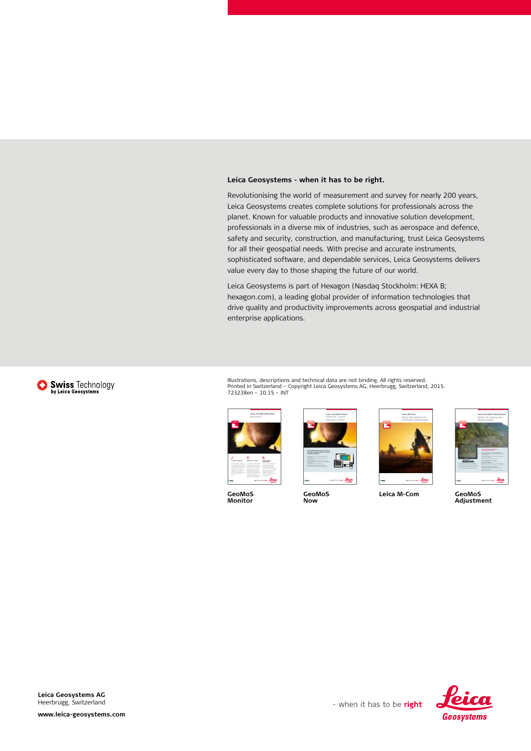**Leica Geosystems - when it has to be right.**

Revolutionising the world of measurement and survey for nearly 200 years, Leica Geosystems creates complete solutions for professionals across the planet. Known for valuable products and innovative solution development, professionals in a diverse mix of industries, such as aerospace and defence, safety and security, construction, and manufacturing, trust Leica Geosystems for all their geospatial needs. With precise and accurate instruments, sophisticated software, and dependable services, Leica Geosystems delivers value every day to those shaping the future of our world.

Leica Geosystems is part of Hexagon (Nasdaq Stockholm: HEXA B; hexagon.com), a leading global provider of information technologies that drive quality and productivity improvements across geospatial and industrial enterprise applications.

**Swiss** Technology
**by Leica Geosystems**

Illustrations, descriptions and technical data are not binding. All rights reserved.
Printed in Switzerland – Copyright Leica Geosystems AG, Heerbrugg, Switzerland, 2015.
723238en – 10.15 – INT

**GeoMoS Monitor**

**GeoMoS Now**

**Leica M-Com**

**GeoMoS Adjustment**

**Leica Geosystems AG**
Heerbrugg, Switzerland

**www.leica-geosystems.com**

- when it has to be **right**

Leica Geosystems